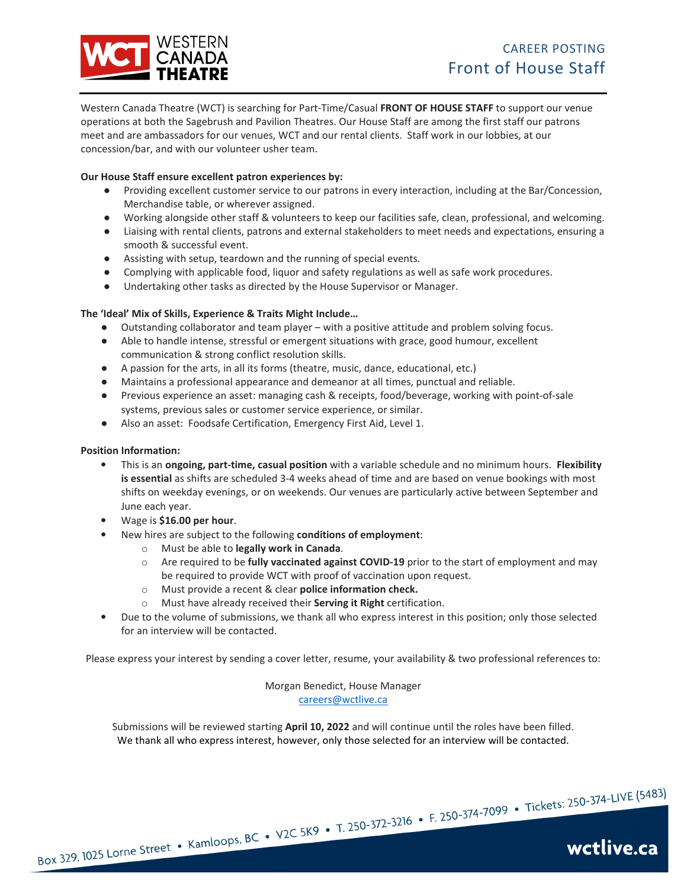# WESTERN CANADA THEATRE

## CAREER POSTING
## Front of House Staff

Western Canada Theatre (WCT) is searching for Part-Time/Casual **FRONT OF HOUSE STAFF** to support our venue operations at both the Sagebrush and Pavilion Theatres. Our House Staff are among the first staff our patrons meet and are ambassadors for our venues, WCT and our rental clients. Staff work in our lobbies, at our concession/bar, and with our volunteer usher team.

**Our House Staff ensure excellent patron experiences by:**

- Providing excellent customer service to our patrons in every interaction, including at the Bar/Concession, Merchandise table, or wherever assigned.
- Working alongside other staff & volunteers to keep our facilities safe, clean, professional, and welcoming.
- Liaising with rental clients, patrons and external stakeholders to meet needs and expectations, ensuring a smooth & successful event.
- Assisting with setup, teardown and the running of special events.
- Complying with applicable food, liquor and safety regulations as well as safe work procedures.
- Undertaking other tasks as directed by the House Supervisor or Manager.

**The 'Ideal' Mix of Skills, Experience & Traits Might Include…**

- Outstanding collaborator and team player – with a positive attitude and problem solving focus.
- Able to handle intense, stressful or emergent situations with grace, good humour, excellent communication & strong conflict resolution skills.
- A passion for the arts, in all its forms (theatre, music, dance, educational, etc.)
- Maintains a professional appearance and demeanor at all times, punctual and reliable.
- Previous experience an asset: managing cash & receipts, food/beverage, working with point-of-sale systems, previous sales or customer service experience, or similar.
- Also an asset: Foodsafe Certification, Emergency First Aid, Level 1.

**Position Information:**

- This is an **ongoing, part-time, casual position** with a variable schedule and no minimum hours. **Flexibility is essential** as shifts are scheduled 3-4 weeks ahead of time and are based on venue bookings with most shifts on weekday evenings, or on weekends. Our venues are particularly active between September and June each year.
- Wage is **$16.00 per hour**.
- New hires are subject to the following **conditions of employment**:
  - Must be able to **legally work in Canada**.
  - Are required to be **fully vaccinated against COVID-19** prior to the start of employment and may be required to provide WCT with proof of vaccination upon request.
  - Must provide a recent & clear **police information check.**
  - Must have already received their **Serving it Right** certification.
- Due to the volume of submissions, we thank all who express interest in this position; only those selected for an interview will be contacted.

Please express your interest by sending a cover letter, resume, your availability & two professional references to:

Morgan Benedict, House Manager
careers@wctlive.ca

Submissions will be reviewed starting **April 10, 2022** and will continue until the roles have been filled.
We thank all who express interest, however, only those selected for an interview will be contacted.

Box 329, 1025 Lorne Street • Kamloops, BC • V2C 5K9 • T. 250-372-3216 • F. 250-374-7099 • Tickets: 250-374-LIVE (5483)

wctlive.ca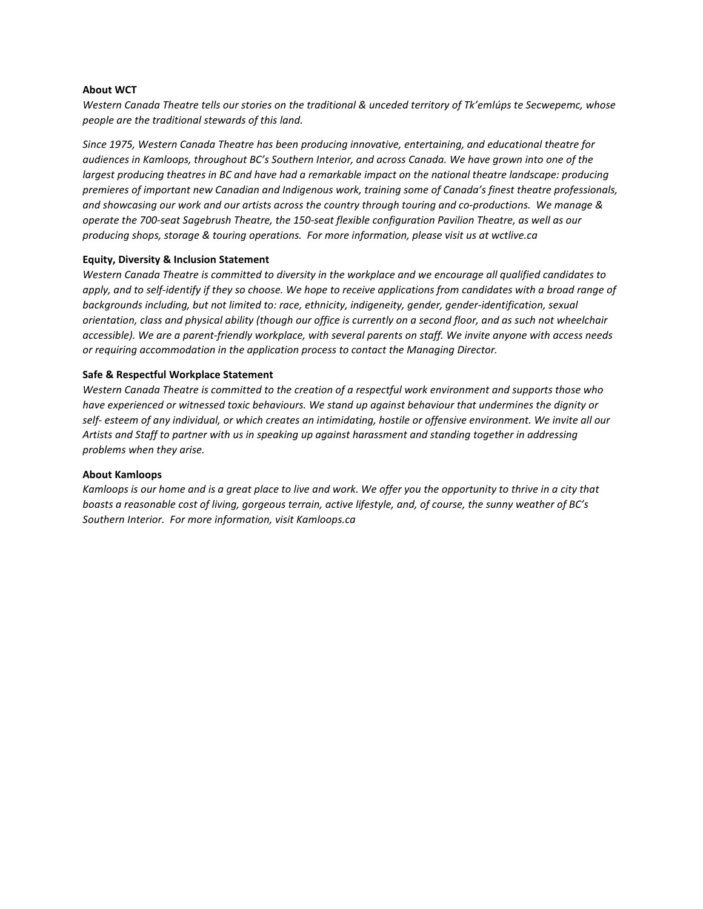**About WCT**

*Western Canada Theatre tells our stories on the traditional & unceded territory of Tk'emlúps te Secwepemc, whose people are the traditional stewards of this land.*

*Since 1975, Western Canada Theatre has been producing innovative, entertaining, and educational theatre for audiences in Kamloops, throughout BC's Southern Interior, and across Canada. We have grown into one of the largest producing theatres in BC and have had a remarkable impact on the national theatre landscape: producing premieres of important new Canadian and Indigenous work, training some of Canada's finest theatre professionals, and showcasing our work and our artists across the country through touring and co-productions. We manage & operate the 700-seat Sagebrush Theatre, the 150-seat flexible configuration Pavilion Theatre, as well as our producing shops, storage & touring operations. For more information, please visit us at wctlive.ca*

**Equity, Diversity & Inclusion Statement**

*Western Canada Theatre is committed to diversity in the workplace and we encourage all qualified candidates to apply, and to self-identify if they so choose. We hope to receive applications from candidates with a broad range of backgrounds including, but not limited to: race, ethnicity, indigeneity, gender, gender-identification, sexual orientation, class and physical ability (though our office is currently on a second floor, and as such not wheelchair accessible). We are a parent-friendly workplace, with several parents on staff. We invite anyone with access needs or requiring accommodation in the application process to contact the Managing Director.*

**Safe & Respectful Workplace Statement**

*Western Canada Theatre is committed to the creation of a respectful work environment and supports those who have experienced or witnessed toxic behaviours. We stand up against behaviour that undermines the dignity or self- esteem of any individual, or which creates an intimidating, hostile or offensive environment. We invite all our Artists and Staff to partner with us in speaking up against harassment and standing together in addressing problems when they arise.*

**About Kamloops**

*Kamloops is our home and is a great place to live and work. We offer you the opportunity to thrive in a city that boasts a reasonable cost of living, gorgeous terrain, active lifestyle, and, of course, the sunny weather of BC's Southern Interior. For more information, visit Kamloops.ca*